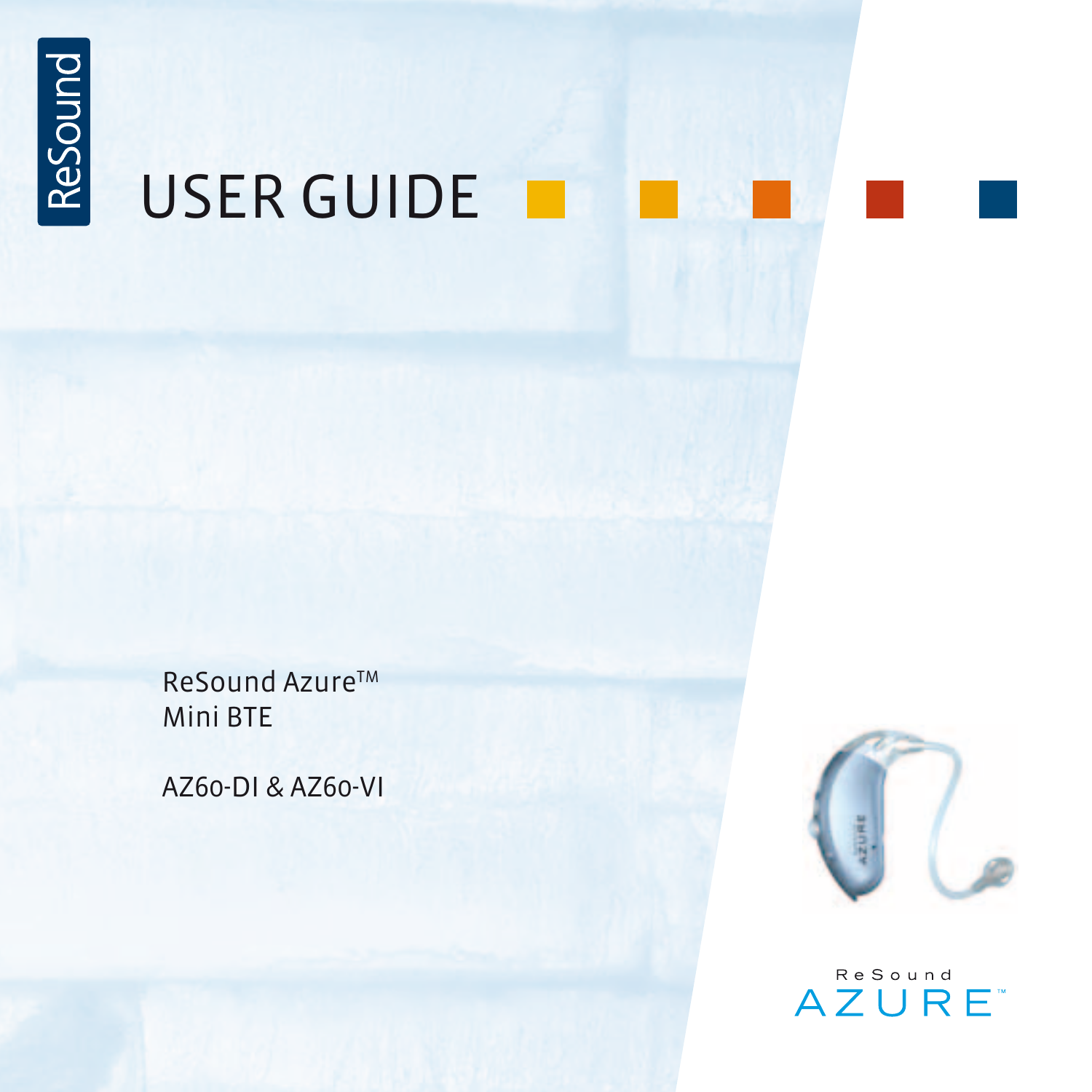ReSound

# USER GUIDE

ReSound Azure™
Mini BTE

AZ60-DI & AZ60-VI

ReSound
AZURE™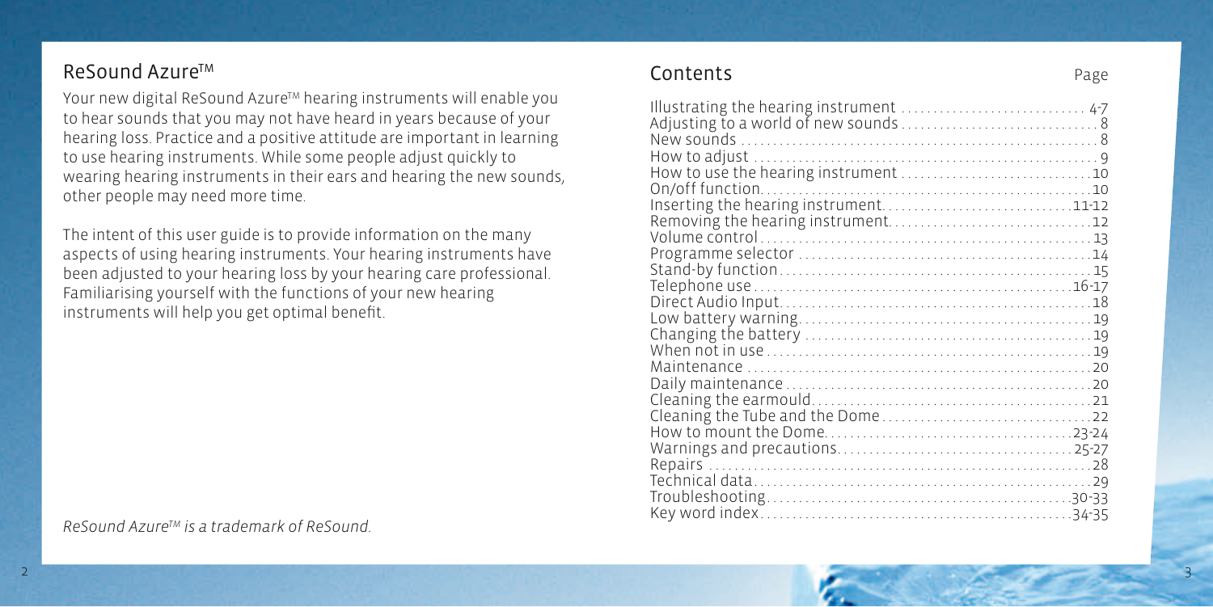## ReSound Azure™

Your new digital ReSound Azure™ hearing instruments will enable you to hear sounds that you may not have heard in years because of your hearing loss. Practice and a positive attitude are important in learning to use hearing instruments. While some people adjust quickly to wearing hearing instruments in their ears and hearing the new sounds, other people may need more time.

The intent of this user guide is to provide information on the many aspects of using hearing instruments. Your hearing instruments have been adjusted to your hearing loss by your hearing care professional. Familiarising yourself with the functions of your new hearing instruments will help you get optimal benefit.

*ReSound Azure™ is a trademark of ReSound.*

## Contents

| | Page |
|---|---|
| Illustrating the hearing instrument | 4-7 |
| Adjusting to a world of new sounds | 8 |
| New sounds | 8 |
| How to adjust | 9 |
| How to use the hearing instrument | 10 |
| On/off function | 10 |
| Inserting the hearing instrument | 11-12 |
| Removing the hearing instrument | 12 |
| Volume control | 13 |
| Programme selector | 14 |
| Stand-by function | 15 |
| Telephone use | 16-17 |
| Direct Audio Input | 18 |
| Low battery warning | 19 |
| Changing the battery | 19 |
| When not in use | 19 |
| Maintenance | 20 |
| Daily maintenance | 20 |
| Cleaning the earmould | 21 |
| Cleaning the Tube and the Dome | 22 |
| How to mount the Dome | 23-24 |
| Warnings and precautions | 25-27 |
| Repairs | 28 |
| Technical data | 29 |
| Troubleshooting | 30-33 |
| Key word index | 34-35 |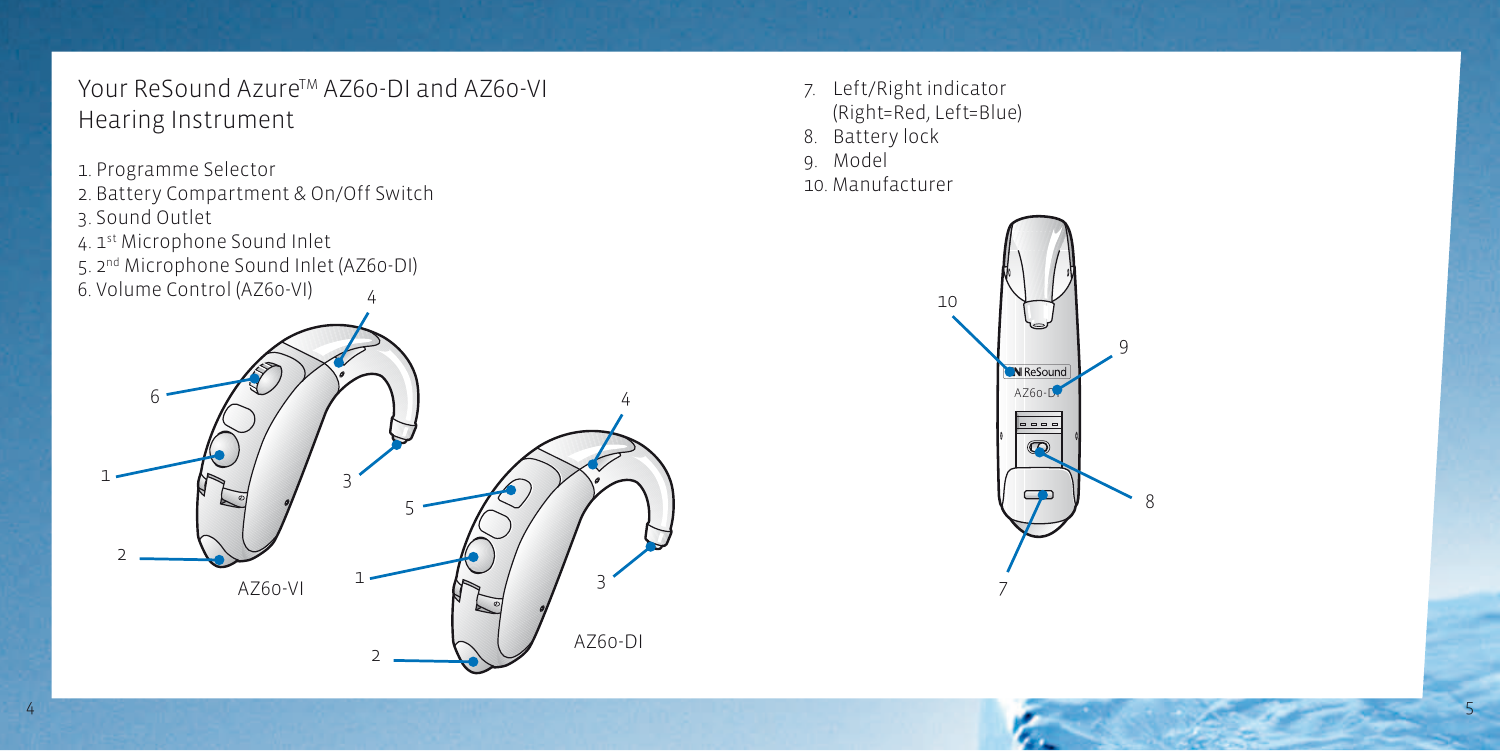## Your ReSound Azure™ AZ60-DI and AZ60-VI Hearing Instrument

1. Programme Selector
2. Battery Compartment & On/Off Switch
3. Sound Outlet
4. 1st Microphone Sound Inlet
5. 2nd Microphone Sound Inlet (AZ60-DI)
6. Volume Control (AZ60-VI)
7. Left/Right indicator (Right=Red, Left=Blue)
8. Battery lock
9. Model
10. Manufacturer

AZ60-VI

AZ60-DI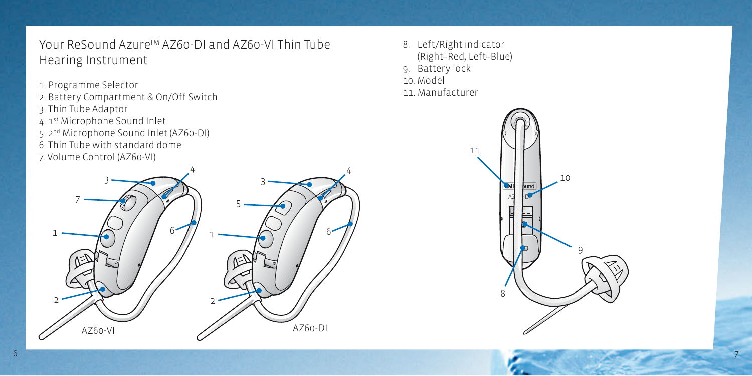## Your ReSound Azure™ AZ60-DI and AZ60-VI Thin Tube Hearing Instrument

1. Programme Selector
2. Battery Compartment & On/Off Switch
3. Thin Tube Adaptor
4. 1st Microphone Sound Inlet
5. 2nd Microphone Sound Inlet (AZ60-DI)
6. Thin Tube with standard dome
7. Volume Control (AZ60-VI)
8. Left/Right indicator (Right=Red, Left=Blue)
9. Battery lock
10. Model
11. Manufacturer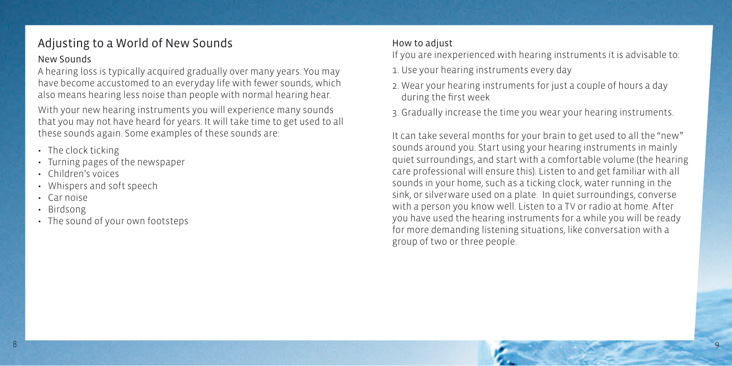## Adjusting to a World of New Sounds

### New Sounds

A hearing loss is typically acquired gradually over many years. You may have become accustomed to an everyday life with fewer sounds, which also means hearing less noise than people with normal hearing hear.

With your new hearing instruments you will experience many sounds that you may not have heard for years. It will take time to get used to all these sounds again. Some examples of these sounds are:

- The clock ticking
- Turning pages of the newspaper
- Children's voices
- Whispers and soft speech
- Car noise
- Birdsong
- The sound of your own footsteps

### How to adjust

If you are inexperienced with hearing instruments it is advisable to:

1. Use your hearing instruments every day
2. Wear your hearing instruments for just a couple of hours a day during the first week
3. Gradually increase the time you wear your hearing instruments.

It can take several months for your brain to get used to all the "new" sounds around you. Start using your hearing instruments in mainly quiet surroundings, and start with a comfortable volume (the hearing care professional will ensure this). Listen to and get familiar with all sounds in your home, such as a ticking clock, water running in the sink, or silverware used on a plate. In quiet surroundings, converse with a person you know well. Listen to a TV or radio at home. After you have used the hearing instruments for a while you will be ready for more demanding listening situations, like conversation with a group of two or three people.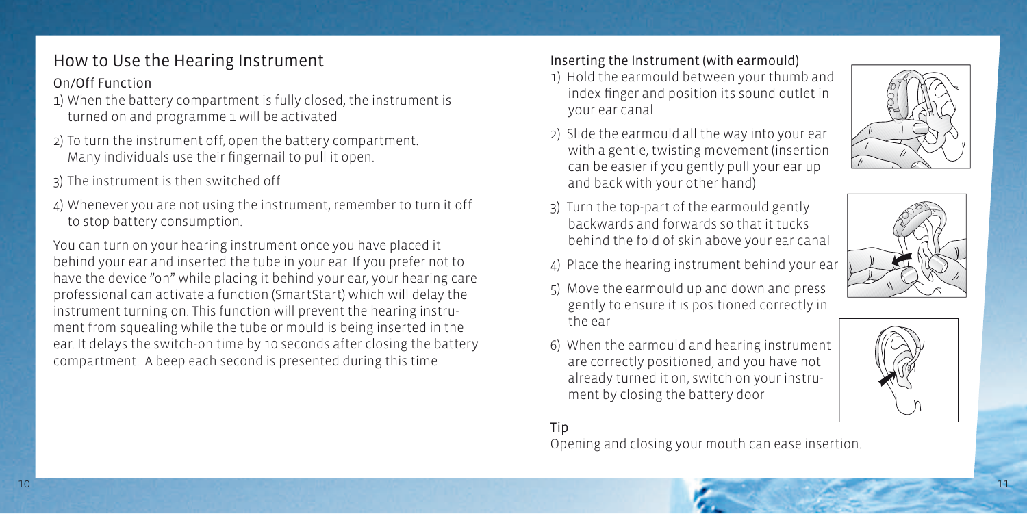## How to Use the Hearing Instrument

### On/Off Function

1) When the battery compartment is fully closed, the instrument is turned on and programme 1 will be activated
2) To turn the instrument off, open the battery compartment. Many individuals use their fingernail to pull it open.
3) The instrument is then switched off
4) Whenever you are not using the instrument, remember to turn it off to stop battery consumption.

You can turn on your hearing instrument once you have placed it behind your ear and inserted the tube in your ear. If you prefer not to have the device "on" while placing it behind your ear, your hearing care professional can activate a function (SmartStart) which will delay the instrument turning on. This function will prevent the hearing instrument from squealing while the tube or mould is being inserted in the ear. It delays the switch-on time by 10 seconds after closing the battery compartment. A beep each second is presented during this time

### Inserting the Instrument (with earmould)

1) Hold the earmould between your thumb and index finger and position its sound outlet in your ear canal
2) Slide the earmould all the way into your ear with a gentle, twisting movement (insertion can be easier if you gently pull your ear up and back with your other hand)
3) Turn the top-part of the earmould gently backwards and forwards so that it tucks behind the fold of skin above your ear canal
4) Place the hearing instrument behind your ear
5) Move the earmould up and down and press gently to ensure it is positioned correctly in the ear
6) When the earmould and hearing instrument are correctly positioned, and you have not already turned it on, switch on your instrument by closing the battery door

### Tip

Opening and closing your mouth can ease insertion.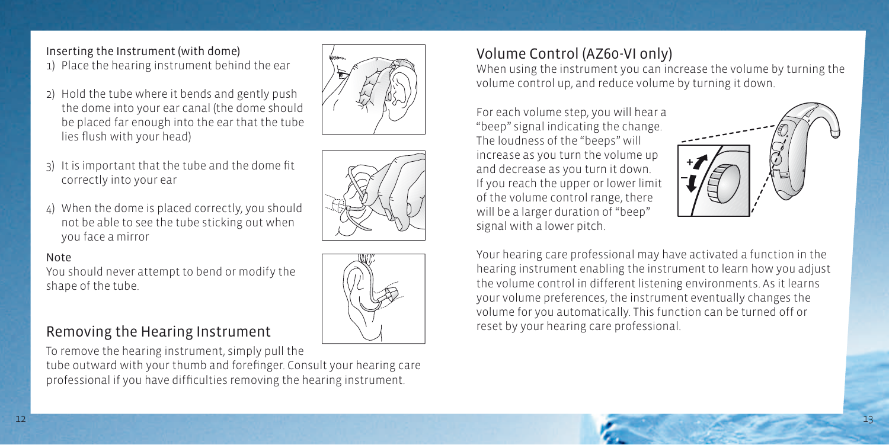Inserting the Instrument (with dome)

1) Place the hearing instrument behind the ear
2) Hold the tube where it bends and gently push the dome into your ear canal (the dome should be placed far enough into the ear that the tube lies flush with your head)
3) It is important that the tube and the dome fit correctly into your ear
4) When the dome is placed correctly, you should not be able to see the tube sticking out when you face a mirror

Note

You should never attempt to bend or modify the shape of the tube.

## Removing the Hearing Instrument

To remove the hearing instrument, simply pull the tube outward with your thumb and forefinger. Consult your hearing care professional if you have difficulties removing the hearing instrument.

## Volume Control (AZ60-VI only)

When using the instrument you can increase the volume by turning the volume control up, and reduce volume by turning it down.

For each volume step, you will hear a "beep" signal indicating the change. The loudness of the "beeps" will increase as you turn the volume up and decrease as you turn it down. If you reach the upper or lower limit of the volume control range, there will be a larger duration of "beep" signal with a lower pitch.

Your hearing care professional may have activated a function in the hearing instrument enabling the instrument to learn how you adjust the volume control in different listening environments. As it learns your volume preferences, the instrument eventually changes the volume for you automatically. This function can be turned off or reset by your hearing care professional.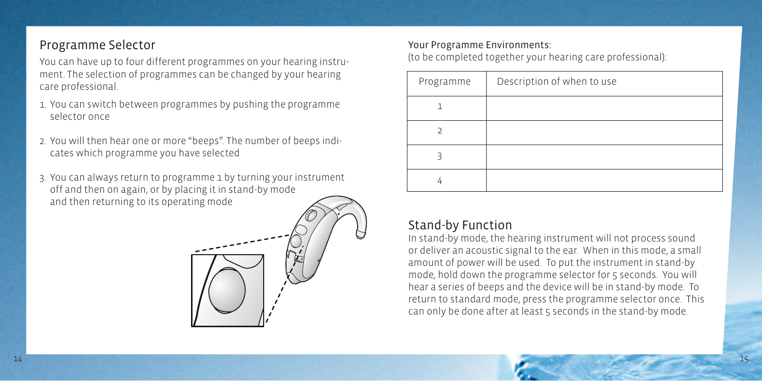## Programme Selector

You can have up to four different programmes on your hearing instrument. The selection of programmes can be changed by your hearing care professional.

1. You can switch between programmes by pushing the programme selector once
2. You will then hear one or more "beeps". The number of beeps indicates which programme you have selected
3. You can always return to programme 1 by turning your instrument off and then on again, or by placing it in stand-by mode and then returning to its operating mode

Your Programme Environments:
(to be completed together your hearing care professional):

| Programme | Description of when to use |
|---|---|
| 1 | |
| 2 | |
| 3 | |
| 4 | |

## Stand-by Function

In stand-by mode, the hearing instrument will not process sound or deliver an acoustic signal to the ear. When in this mode, a small amount of power will be used. To put the instrument in stand-by mode, hold down the programme selector for 5 seconds. You will hear a series of beeps and the device will be in stand-by mode. To return to standard mode, press the programme selector once. This can only be done after at least 5 seconds in the stand-by mode.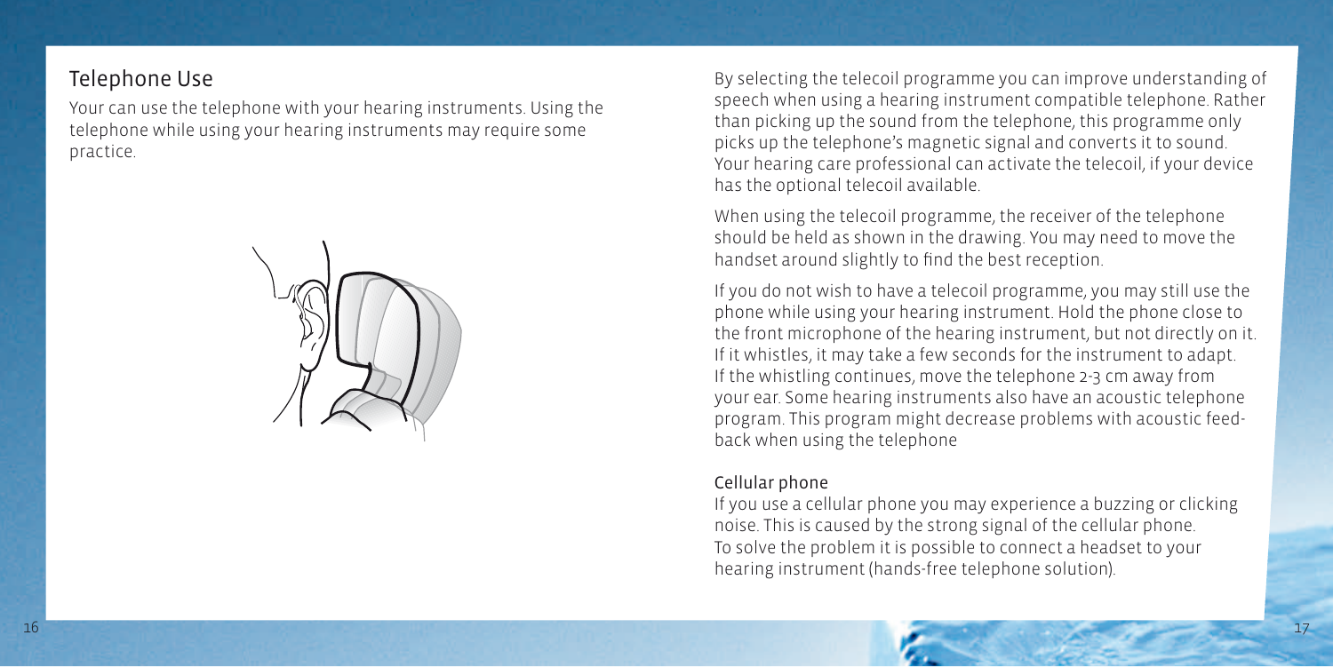## Telephone Use

Your can use the telephone with your hearing instruments. Using the telephone while using your hearing instruments may require some practice.

By selecting the telecoil programme you can improve understanding of speech when using a hearing instrument compatible telephone. Rather than picking up the sound from the telephone, this programme only picks up the telephone's magnetic signal and converts it to sound. Your hearing care professional can activate the telecoil, if your device has the optional telecoil available.

When using the telecoil programme, the receiver of the telephone should be held as shown in the drawing. You may need to move the handset around slightly to find the best reception.

If you do not wish to have a telecoil programme, you may still use the phone while using your hearing instrument. Hold the phone close to the front microphone of the hearing instrument, but not directly on it. If it whistles, it may take a few seconds for the instrument to adapt. If the whistling continues, move the telephone 2-3 cm away from your ear. Some hearing instruments also have an acoustic telephone program. This program might decrease problems with acoustic feedback when using the telephone

### Cellular phone

If you use a cellular phone you may experience a buzzing or clicking noise. This is caused by the strong signal of the cellular phone. To solve the problem it is possible to connect a headset to your hearing instrument (hands-free telephone solution).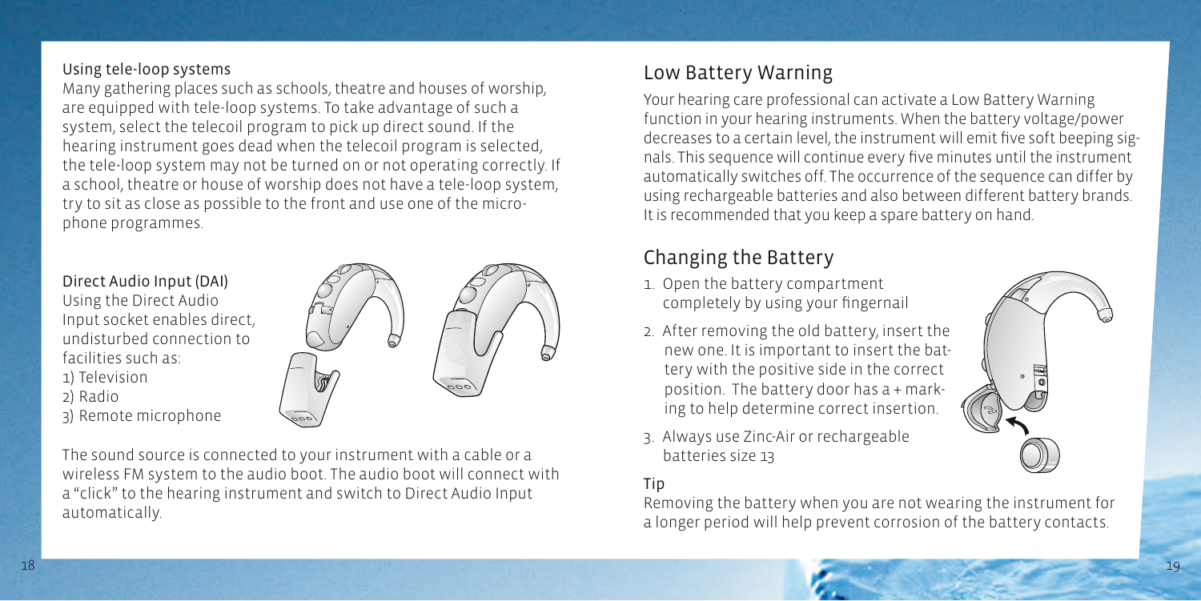### Using tele-loop systems

Many gathering places such as schools, theatre and houses of worship, are equipped with tele-loop systems. To take advantage of such a system, select the telecoil program to pick up direct sound. If the hearing instrument goes dead when the telecoil program is selected, the tele-loop system may not be turned on or not operating correctly. If a school, theatre or house of worship does not have a tele-loop system, try to sit as close as possible to the front and use one of the microphone programmes.

### Direct Audio Input (DAI)

Using the Direct Audio Input socket enables direct, undisturbed connection to facilities such as:

1) Television
2) Radio
3) Remote microphone

The sound source is connected to your instrument with a cable or a wireless FM system to the audio boot. The audio boot will connect with a "click" to the hearing instrument and switch to Direct Audio Input automatically.

## Low Battery Warning

Your hearing care professional can activate a Low Battery Warning function in your hearing instruments. When the battery voltage/power decreases to a certain level, the instrument will emit five soft beeping signals. This sequence will continue every five minutes until the instrument automatically switches off. The occurrence of the sequence can differ by using rechargeable batteries and also between different battery brands. It is recommended that you keep a spare battery on hand.

## Changing the Battery

1. Open the battery compartment completely by using your fingernail
2. After removing the old battery, insert the new one. It is important to insert the battery with the positive side in the correct position. The battery door has a + marking to help determine correct insertion.
3. Always use Zinc-Air or rechargeable batteries size 13

### Tip

Removing the battery when you are not wearing the instrument for a longer period will help prevent corrosion of the battery contacts.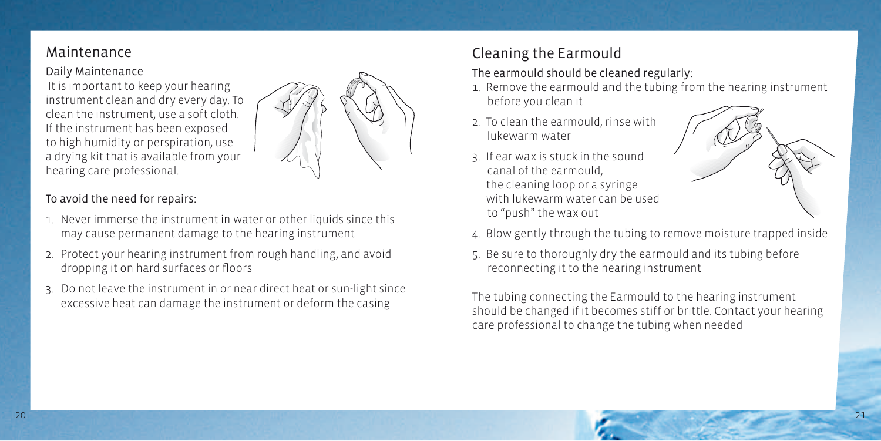## Maintenance

### Daily Maintenance

It is important to keep your hearing instrument clean and dry every day. To clean the instrument, use a soft cloth. If the instrument has been exposed to high humidity or perspiration, use a drying kit that is available from your hearing care professional.

### To avoid the need for repairs:

1. Never immerse the instrument in water or other liquids since this may cause permanent damage to the hearing instrument
2. Protect your hearing instrument from rough handling, and avoid dropping it on hard surfaces or floors
3. Do not leave the instrument in or near direct heat or sun-light since excessive heat can damage the instrument or deform the casing

## Cleaning the Earmould

### The earmould should be cleaned regularly:

1. Remove the earmould and the tubing from the hearing instrument before you clean it
2. To clean the earmould, rinse with lukewarm water
3. If ear wax is stuck in the sound canal of the earmould, the cleaning loop or a syringe with lukewarm water can be used to "push" the wax out
4. Blow gently through the tubing to remove moisture trapped inside
5. Be sure to thoroughly dry the earmould and its tubing before reconnecting it to the hearing instrument

The tubing connecting the Earmould to the hearing instrument should be changed if it becomes stiff or brittle. Contact your hearing care professional to change the tubing when needed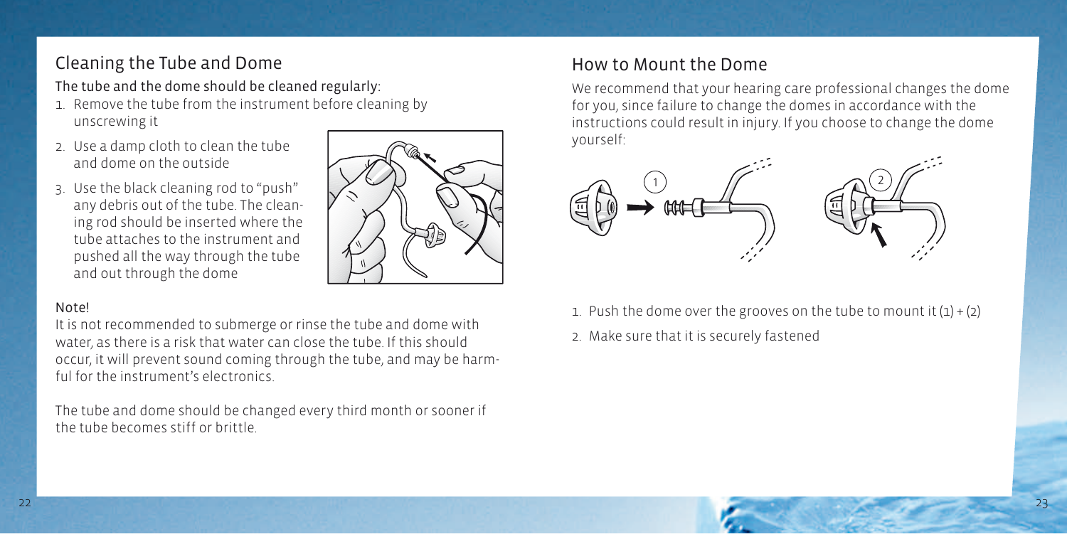## Cleaning the Tube and Dome

The tube and the dome should be cleaned regularly:

1. Remove the tube from the instrument before cleaning by unscrewing it
2. Use a damp cloth to clean the tube and dome on the outside
3. Use the black cleaning rod to "push" any debris out of the tube. The cleaning rod should be inserted where the tube attaches to the instrument and pushed all the way through the tube and out through the dome

Note!

It is not recommended to submerge or rinse the tube and dome with water, as there is a risk that water can close the tube. If this should occur, it will prevent sound coming through the tube, and may be harmful for the instrument's electronics.

The tube and dome should be changed every third month or sooner if the tube becomes stiff or brittle.

## How to Mount the Dome

We recommend that your hearing care professional changes the dome for you, since failure to change the domes in accordance with the instructions could result in injury. If you choose to change the dome yourself:

1. Push the dome over the grooves on the tube to mount it (1) + (2)
2. Make sure that it is securely fastened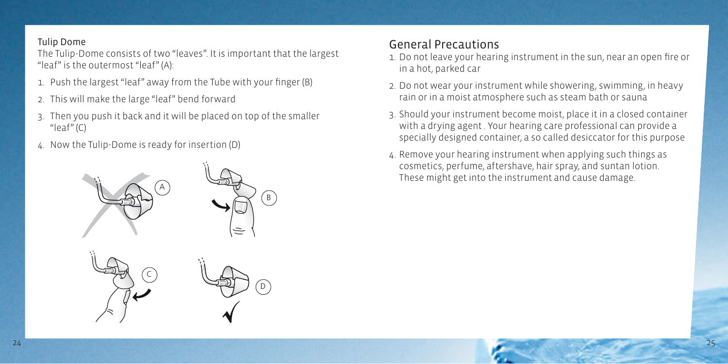### Tulip Dome

The Tulip-Dome consists of two "leaves". It is important that the largest "leaf" is the outermost "leaf" (A):

1. Push the largest "leaf" away from the Tube with your finger (B)
2. This will make the large "leaf" bend forward
3. Then you push it back and it will be placed on top of the smaller "leaf" (C)
4. Now the Tulip-Dome is ready for insertion (D)

## General Precautions

1. Do not leave your hearing instrument in the sun, near an open fire or in a hot, parked car
2. Do not wear your instrument while showering, swimming, in heavy rain or in a moist atmosphere such as steam bath or sauna
3. Should your instrument become moist, place it in a closed container with a drying agent . Your hearing care professional can provide a specially designed container, a so called desiccator for this purpose
4. Remove your hearing instrument when applying such things as cosmetics, perfume, aftershave, hair spray, and suntan lotion. These might get into the instrument and cause damage.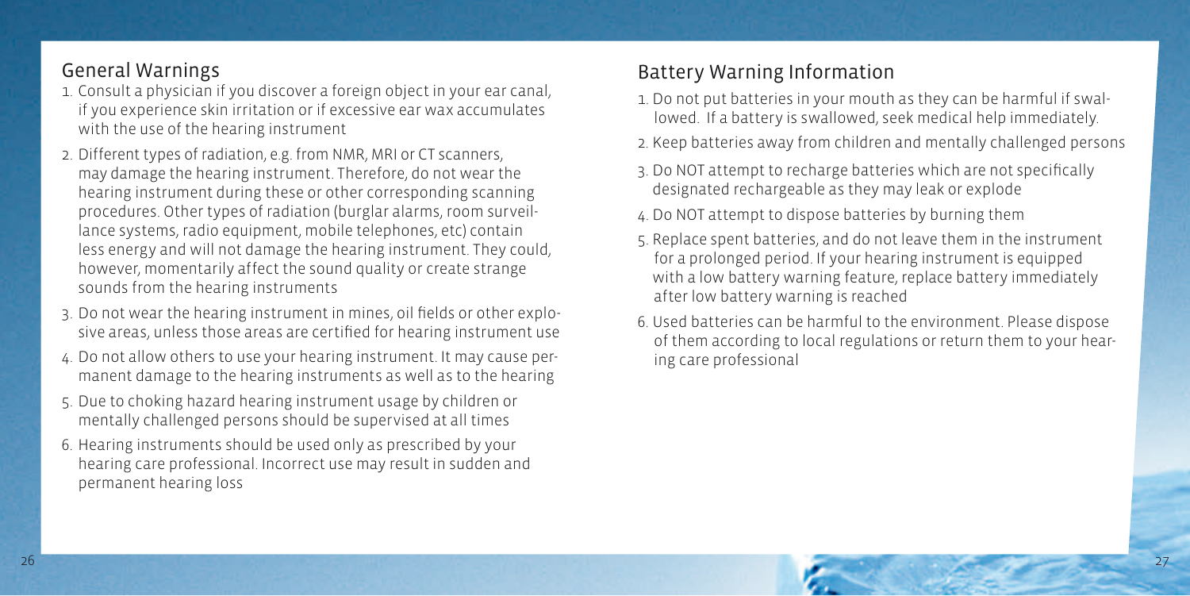## General Warnings

1. Consult a physician if you discover a foreign object in your ear canal, if you experience skin irritation or if excessive ear wax accumulates with the use of the hearing instrument
2. Different types of radiation, e.g. from NMR, MRI or CT scanners, may damage the hearing instrument. Therefore, do not wear the hearing instrument during these or other corresponding scanning procedures. Other types of radiation (burglar alarms, room surveillance systems, radio equipment, mobile telephones, etc) contain less energy and will not damage the hearing instrument. They could, however, momentarily affect the sound quality or create strange sounds from the hearing instruments
3. Do not wear the hearing instrument in mines, oil fields or other explosive areas, unless those areas are certified for hearing instrument use
4. Do not allow others to use your hearing instrument. It may cause permanent damage to the hearing instruments as well as to the hearing
5. Due to choking hazard hearing instrument usage by children or mentally challenged persons should be supervised at all times
6. Hearing instruments should be used only as prescribed by your hearing care professional. Incorrect use may result in sudden and permanent hearing loss

## Battery Warning Information

1. Do not put batteries in your mouth as they can be harmful if swallowed. If a battery is swallowed, seek medical help immediately.
2. Keep batteries away from children and mentally challenged persons
3. Do NOT attempt to recharge batteries which are not specifically designated rechargeable as they may leak or explode
4. Do NOT attempt to dispose batteries by burning them
5. Replace spent batteries, and do not leave them in the instrument for a prolonged period. If your hearing instrument is equipped with a low battery warning feature, replace battery immediately after low battery warning is reached
6. Used batteries can be harmful to the environment. Please dispose of them according to local regulations or return them to your hearing care professional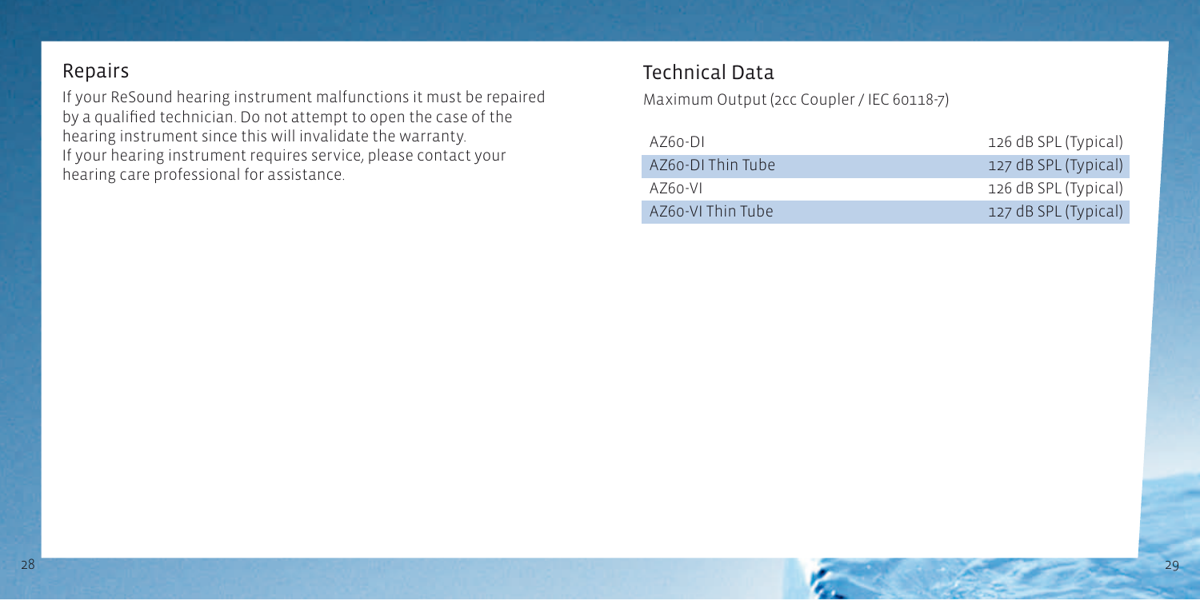## Repairs

If your ReSound hearing instrument malfunctions it must be repaired by a qualified technician. Do not attempt to open the case of the hearing instrument since this will invalidate the warranty.
If your hearing instrument requires service, please contact your hearing care professional for assistance.

## Technical Data

Maximum Output (2cc Coupler / IEC 60118-7)

| Model | Maximum Output |
|---|---|
| AZ60-DI | 126 dB SPL (Typical) |
| AZ60-DI Thin Tube | 127 dB SPL (Typical) |
| AZ60-VI | 126 dB SPL (Typical) |
| AZ60-VI Thin Tube | 127 dB SPL (Typical) |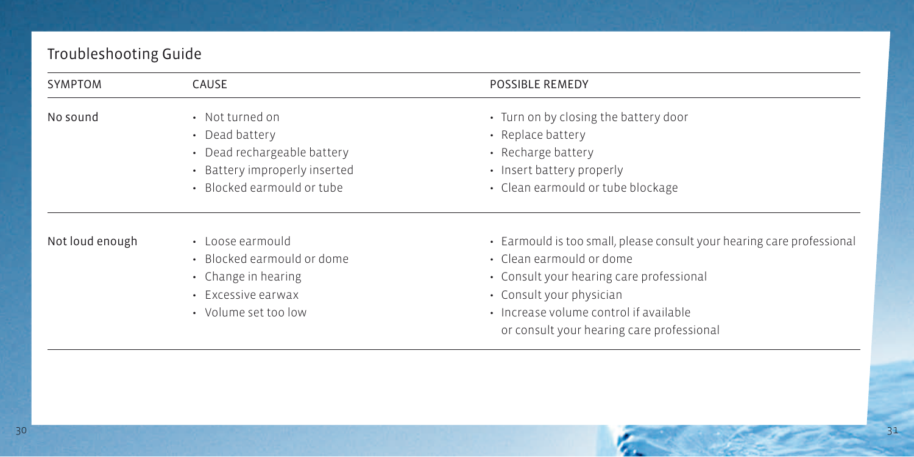## Troubleshooting Guide

| SYMPTOM | CAUSE | POSSIBLE REMEDY |
| --- | --- | --- |
| No sound | • Not turned on<br>• Dead battery<br>• Dead rechargeable battery<br>• Battery improperly inserted<br>• Blocked earmould or tube | • Turn on by closing the battery door<br>• Replace battery<br>• Recharge battery<br>• Insert battery properly<br>• Clean earmould or tube blockage |
| Not loud enough | • Loose earmould<br>• Blocked earmould or dome<br>• Change in hearing<br>• Excessive earwax<br>• Volume set too low | • Earmould is too small, please consult your hearing care professional<br>• Clean earmould or dome<br>• Consult your hearing care professional<br>• Consult your physician<br>• Increase volume control if available or consult your hearing care professional |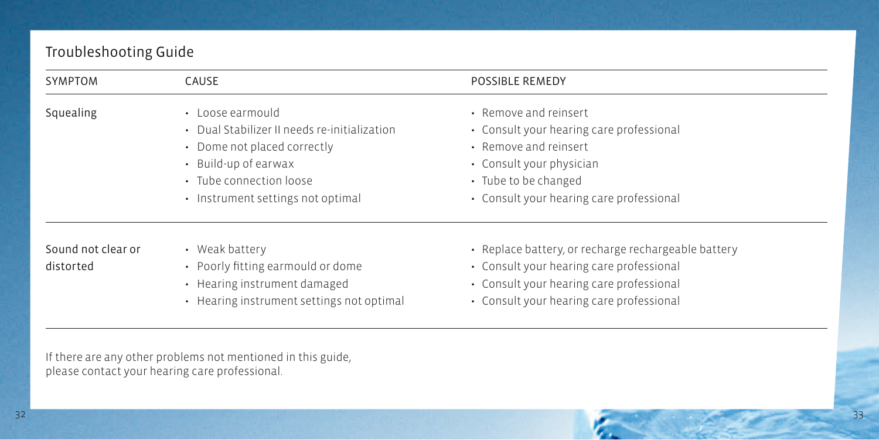## Troubleshooting Guide

| SYMPTOM | CAUSE | POSSIBLE REMEDY |
|---|---|---|
| Squealing | • Loose earmould<br>• Dual Stabilizer II needs re-initialization<br>• Dome not placed correctly<br>• Build-up of earwax<br>• Tube connection loose<br>• Instrument settings not optimal | • Remove and reinsert<br>• Consult your hearing care professional<br>• Remove and reinsert<br>• Consult your physician<br>• Tube to be changed<br>• Consult your hearing care professional |
| Sound not clear or distorted | • Weak battery<br>• Poorly fitting earmould or dome<br>• Hearing instrument damaged<br>• Hearing instrument settings not optimal | • Replace battery, or recharge rechargeable battery<br>• Consult your hearing care professional<br>• Consult your hearing care professional<br>• Consult your hearing care professional |

If there are any other problems not mentioned in this guide, please contact your hearing care professional.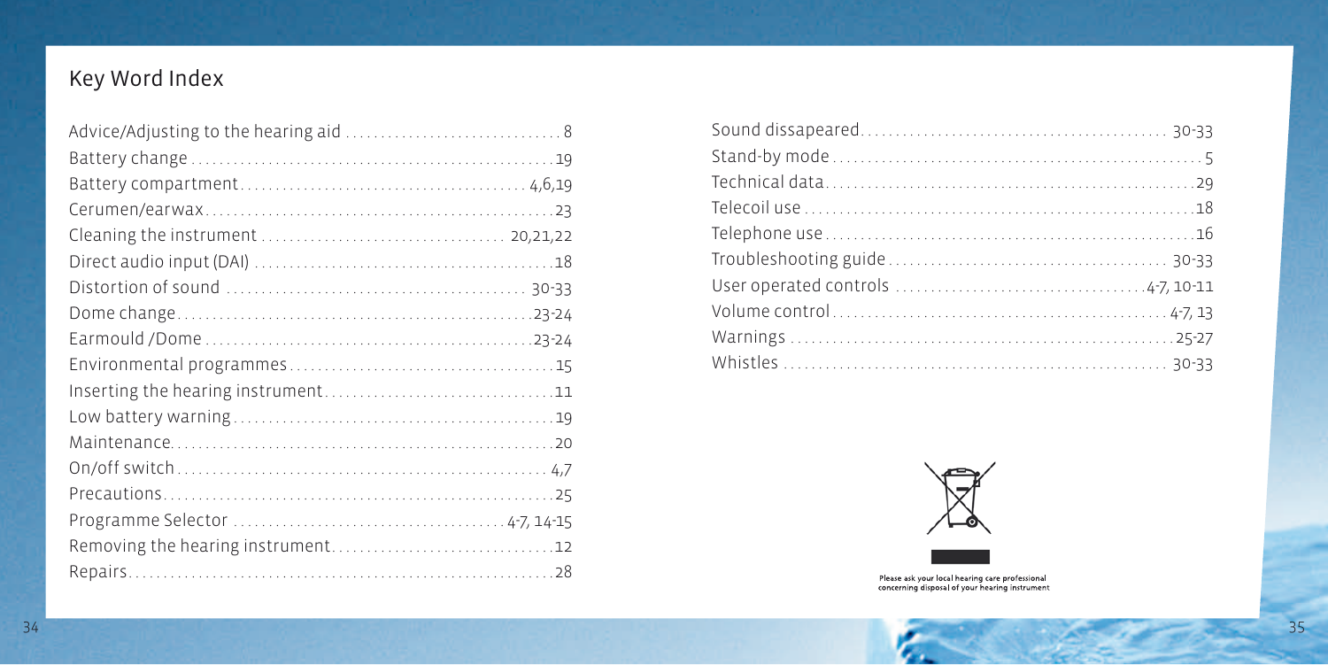## Key Word Index

Advice/Adjusting to the hearing aid .............................. 8
Battery change ................................................... 19
Battery compartment ........................................ 4,6,19
Cerumen/earwax ................................................. 23
Cleaning the instrument ................................. 20,21,22
Direct audio input (DAI) ......................................... 18
Distortion of sound ........................................ 30-33
Dome change ................................................. 23-24
Earmould /Dome ............................................. 23-24
Environmental programmes ..................................... 15
Inserting the hearing instrument ............................... 11
Low battery warning ............................................. 19
Maintenance ...................................................... 20
On/off switch .................................................... 4,7
Precautions ....................................................... 25
Programme Selector ..................................... 4-7, 14-15
Removing the hearing instrument ............................... 12
Repairs ............................................................ 28

Sound dissapeared .......................................... 30-33
Stand-by mode ..................................................... 5
Technical data .................................................... 29
Telecoil use ...................................................... 18
Telephone use .................................................... 16
Troubleshooting guide ...................................... 30-33
User operated controls .................................. 4-7, 10-11
Volume control ............................................. 4-7, 13
Warnings ...................................................... 25-27
Whistles ...................................................... 30-33

Please ask your local hearing care professional concerning disposal of your hearing instrument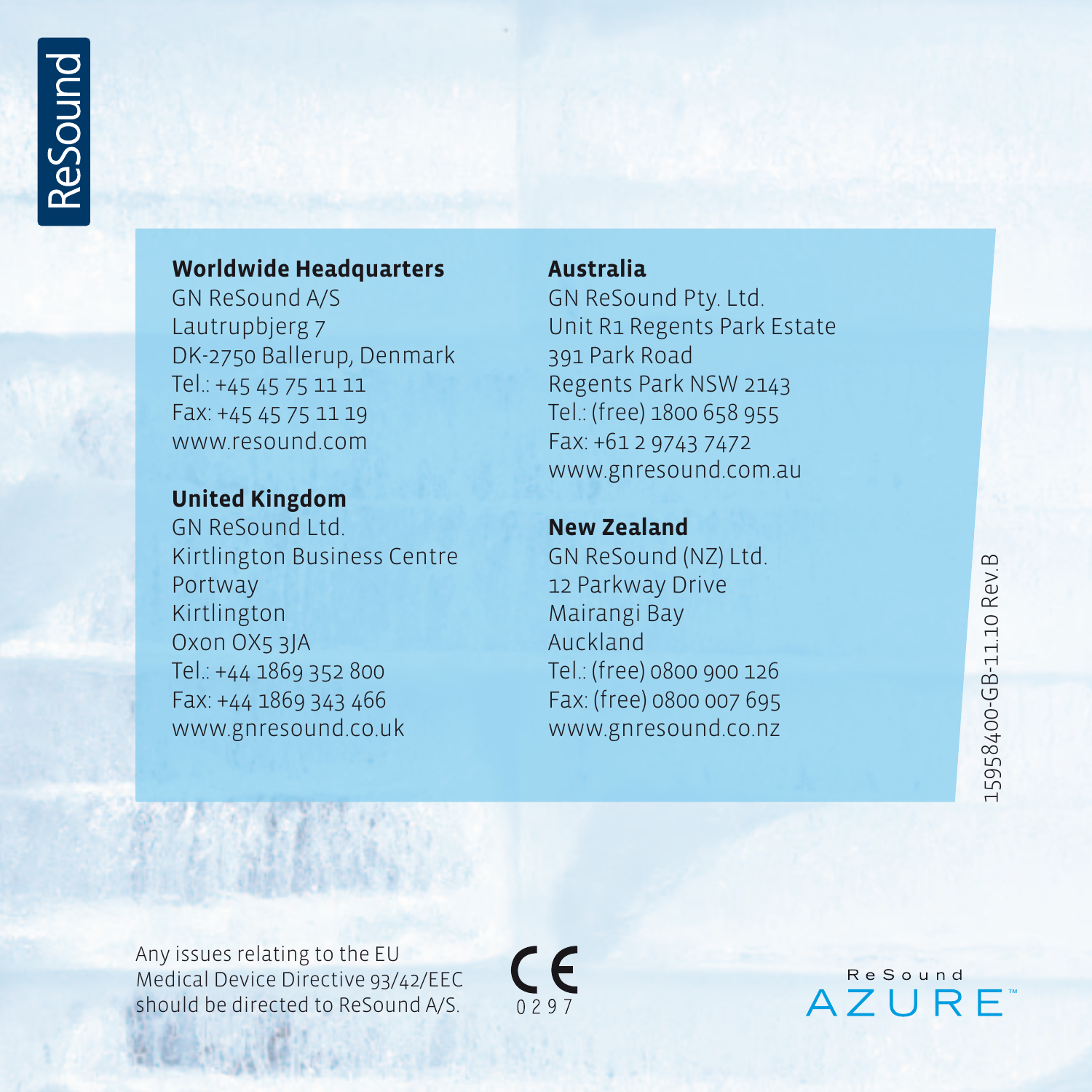ReSound

**Worldwide Headquarters**
GN ReSound A/S
Lautrupbjerg 7
DK-2750 Ballerup, Denmark
Tel.: +45 45 75 11 11
Fax: +45 45 75 11 19
www.resound.com

**United Kingdom**
GN ReSound Ltd.
Kirtlington Business Centre
Portway
Kirtlington
Oxon OX5 3JA
Tel.: +44 1869 352 800
Fax: +44 1869 343 466
www.gnresound.co.uk

**Australia**
GN ReSound Pty. Ltd.
Unit R1 Regents Park Estate
391 Park Road
Regents Park NSW 2143
Tel.: (free) 1800 658 955
Fax: +61 2 9743 7472
www.gnresound.com.au

**New Zealand**
GN ReSound (NZ) Ltd.
12 Parkway Drive
Mairangi Bay
Auckland
Tel.: (free) 0800 900 126
Fax: (free) 0800 007 695
www.gnresound.co.nz

15958400-GB-11.10 Rev.B

Any issues relating to the EU Medical Device Directive 93/42/EEC should be directed to ReSound A/S.

CE 0297

ReSound AZURE™